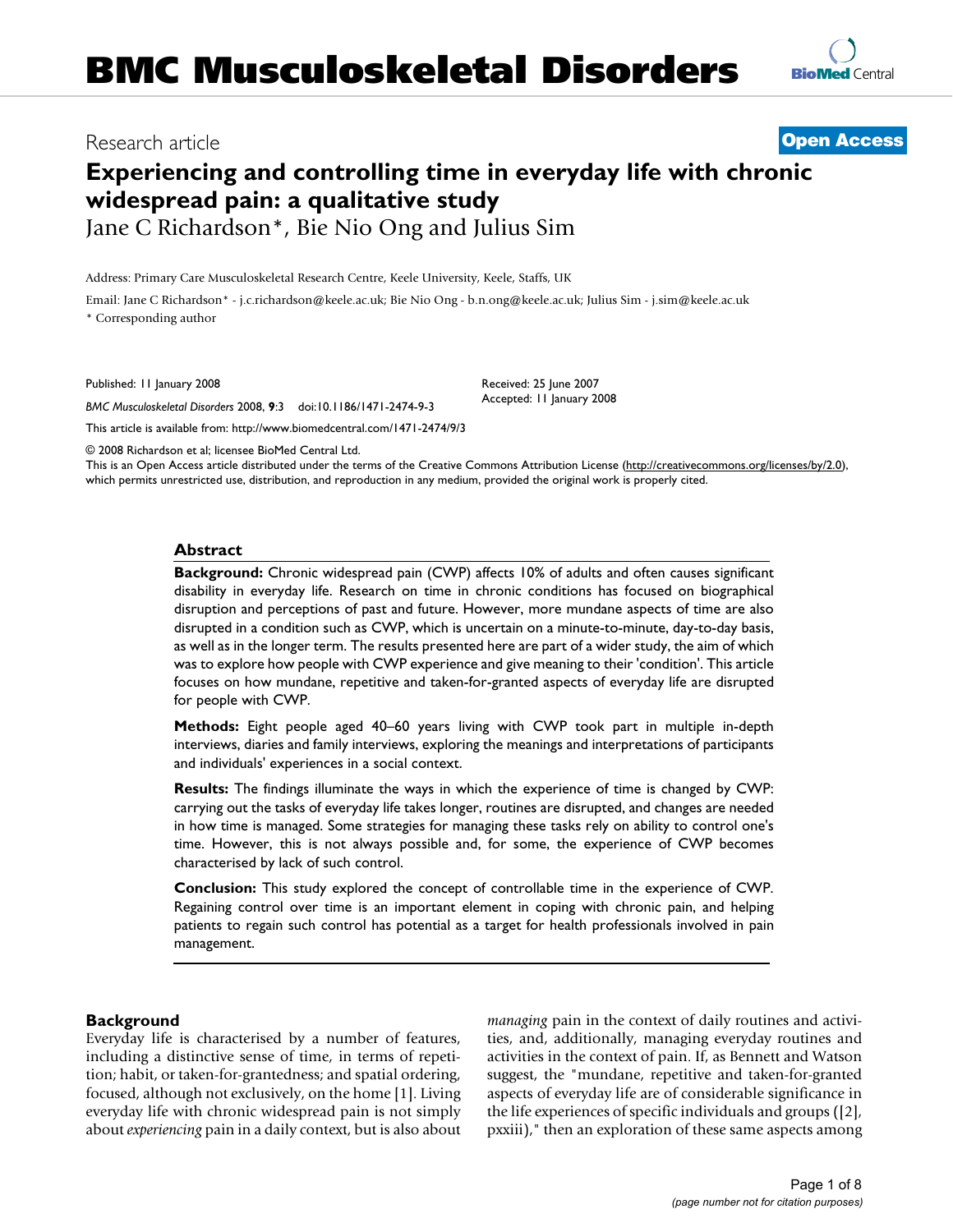# BMC Musculoskeletal Disorders

Research article

**Open Access**

# Experiencing and controlling time in everyday life with chronic widespread pain: a qualitative study

Jane C Richardson*, Bie Nio Ong and Julius Sim

Address: Primary Care Musculoskeletal Research Centre, Keele University, Keele, Staffs, UK

Email: Jane C Richardson* - j.c.richardson@keele.ac.uk; Bie Nio Ong - b.n.ong@keele.ac.uk; Julius Sim - j.sim@keele.ac.uk

\* Corresponding author

Published: 11 January 2008

*BMC Musculoskeletal Disorders* 2008, **9**:3 doi:10.1186/1471-2474-9-3

Received: 25 June 2007
Accepted: 11 January 2008

This article is available from: http://www.biomedcentral.com/1471-2474/9/3

© 2008 Richardson et al; licensee BioMed Central Ltd.
This is an Open Access article distributed under the terms of the Creative Commons Attribution License (http://creativecommons.org/licenses/by/2.0), which permits unrestricted use, distribution, and reproduction in any medium, provided the original work is properly cited.

## Abstract

**Background:** Chronic widespread pain (CWP) affects 10% of adults and often causes significant disability in everyday life. Research on time in chronic conditions has focused on biographical disruption and perceptions of past and future. However, more mundane aspects of time are also disrupted in a condition such as CWP, which is uncertain on a minute-to-minute, day-to-day basis, as well as in the longer term. The results presented here are part of a wider study, the aim of which was to explore how people with CWP experience and give meaning to their 'condition'. This article focuses on how mundane, repetitive and taken-for-granted aspects of everyday life are disrupted for people with CWP.

**Methods:** Eight people aged 40–60 years living with CWP took part in multiple in-depth interviews, diaries and family interviews, exploring the meanings and interpretations of participants and individuals' experiences in a social context.

**Results:** The findings illuminate the ways in which the experience of time is changed by CWP: carrying out the tasks of everyday life takes longer, routines are disrupted, and changes are needed in how time is managed. Some strategies for managing these tasks rely on ability to control one's time. However, this is not always possible and, for some, the experience of CWP becomes characterised by lack of such control.

**Conclusion:** This study explored the concept of controllable time in the experience of CWP. Regaining control over time is an important element in coping with chronic pain, and helping patients to regain such control has potential as a target for health professionals involved in pain management.

## Background

Everyday life is characterised by a number of features, including a distinctive sense of time, in terms of repetition; habit, or taken-for-grantedness; and spatial ordering, focused, although not exclusively, on the home [1]. Living everyday life with chronic widespread pain is not simply about *experiencing* pain in a daily context, but is also about *managing* pain in the context of daily routines and activities, and, additionally, managing everyday routines and activities in the context of pain. If, as Bennett and Watson suggest, the "mundane, repetitive and taken-for-granted aspects of everyday life are of considerable significance in the life experiences of specific individuals and groups ([2], pxxiii)," then an exploration of these same aspects among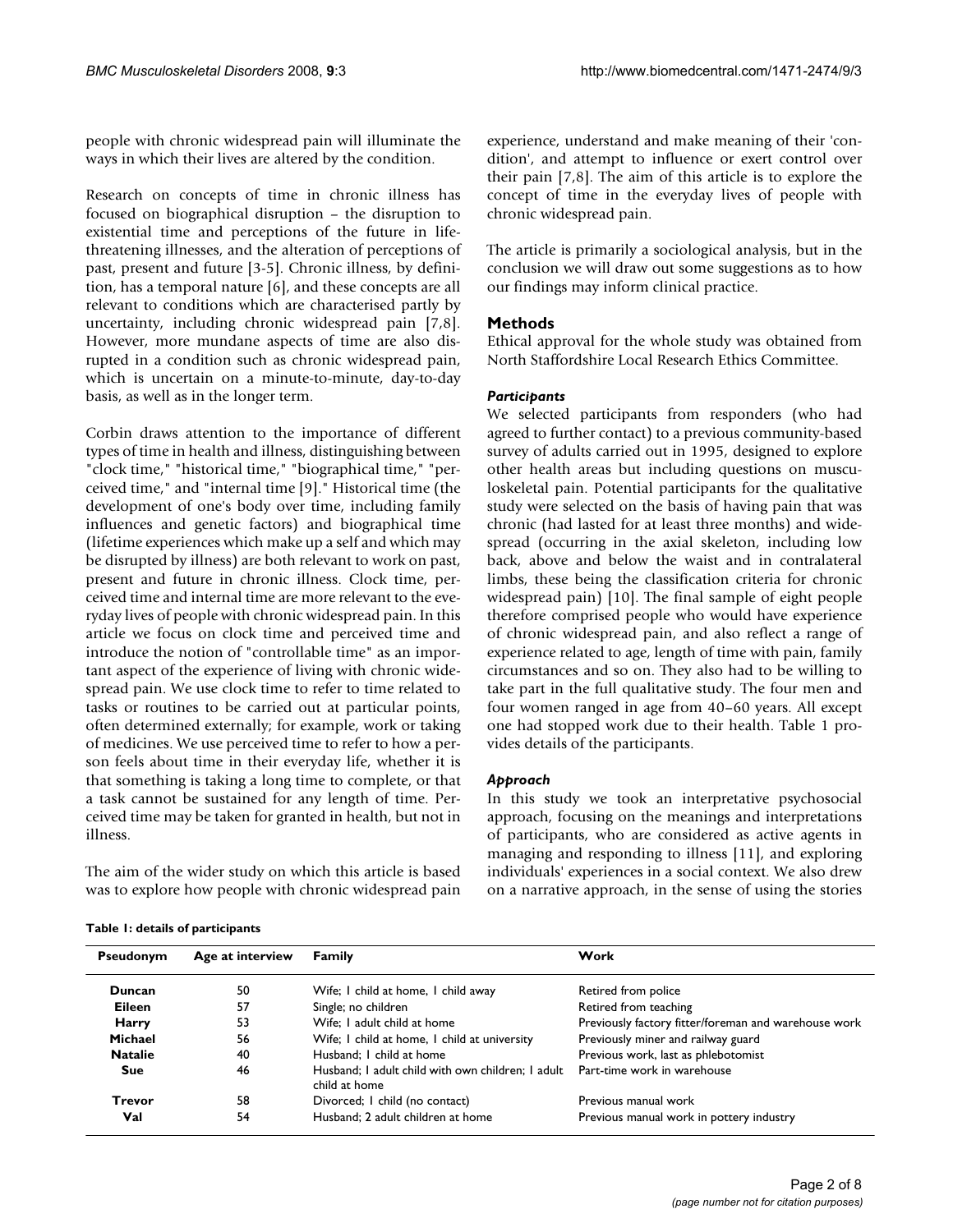people with chronic widespread pain will illuminate the ways in which their lives are altered by the condition.

Research on concepts of time in chronic illness has focused on biographical disruption – the disruption to existential time and perceptions of the future in life-threatening illnesses, and the alteration of perceptions of past, present and future [3-5]. Chronic illness, by definition, has a temporal nature [6], and these concepts are all relevant to conditions which are characterised partly by uncertainty, including chronic widespread pain [7,8]. However, more mundane aspects of time are also disrupted in a condition such as chronic widespread pain, which is uncertain on a minute-to-minute, day-to-day basis, as well as in the longer term.

Corbin draws attention to the importance of different types of time in health and illness, distinguishing between "clock time," "historical time," "biographical time," "perceived time," and "internal time [9]." Historical time (the development of one's body over time, including family influences and genetic factors) and biographical time (lifetime experiences which make up a self and which may be disrupted by illness) are both relevant to work on past, present and future in chronic illness. Clock time, perceived time and internal time are more relevant to the everyday lives of people with chronic widespread pain. In this article we focus on clock time and perceived time and introduce the notion of "controllable time" as an important aspect of the experience of living with chronic widespread pain. We use clock time to refer to time related to tasks or routines to be carried out at particular points, often determined externally; for example, work or taking of medicines. We use perceived time to refer to how a person feels about time in their everyday life, whether it is that something is taking a long time to complete, or that a task cannot be sustained for any length of time. Perceived time may be taken for granted in health, but not in illness.

The aim of the wider study on which this article is based was to explore how people with chronic widespread pain experience, understand and make meaning of their 'condition', and attempt to influence or exert control over their pain [7,8]. The aim of this article is to explore the concept of time in the everyday lives of people with chronic widespread pain.

The article is primarily a sociological analysis, but in the conclusion we will draw out some suggestions as to how our findings may inform clinical practice.

## Methods

Ethical approval for the whole study was obtained from North Staffordshire Local Research Ethics Committee.

### *Participants*

We selected participants from responders (who had agreed to further contact) to a previous community-based survey of adults carried out in 1995, designed to explore other health areas but including questions on musculoskeletal pain. Potential participants for the qualitative study were selected on the basis of having pain that was chronic (had lasted for at least three months) and widespread (occurring in the axial skeleton, including low back, above and below the waist and in contralateral limbs, these being the classification criteria for chronic widespread pain) [10]. The final sample of eight people therefore comprised people who would have experience of chronic widespread pain, and also reflect a range of experience related to age, length of time with pain, family circumstances and so on. They also had to be willing to take part in the full qualitative study. The four men and four women ranged in age from 40–60 years. All except one had stopped work due to their health. Table 1 provides details of the participants.

### *Approach*

In this study we took an interpretative psychosocial approach, focusing on the meanings and interpretations of participants, who are considered as active agents in managing and responding to illness [11], and exploring individuals' experiences in a social context. We also drew on a narrative approach, in the sense of using the stories

**Table 1: details of participants**

| Pseudonym | Age at interview | Family | Work |
|---|---|---|---|
| **Duncan** | 50 | Wife; 1 child at home, 1 child away | Retired from police |
| **Eileen** | 57 | Single; no children | Retired from teaching |
| **Harry** | 53 | Wife; 1 adult child at home | Previously factory fitter/foreman and warehouse work |
| **Michael** | 56 | Wife; 1 child at home, 1 child at university | Previously miner and railway guard |
| **Natalie** | 40 | Husband; 1 child at home | Previous work, last as phlebotomist |
| **Sue** | 46 | Husband; 1 adult child with own children; 1 adult child at home | Part-time work in warehouse |
| **Trevor** | 58 | Divorced; 1 child (no contact) | Previous manual work |
| **Val** | 54 | Husband; 2 adult children at home | Previous manual work in pottery industry |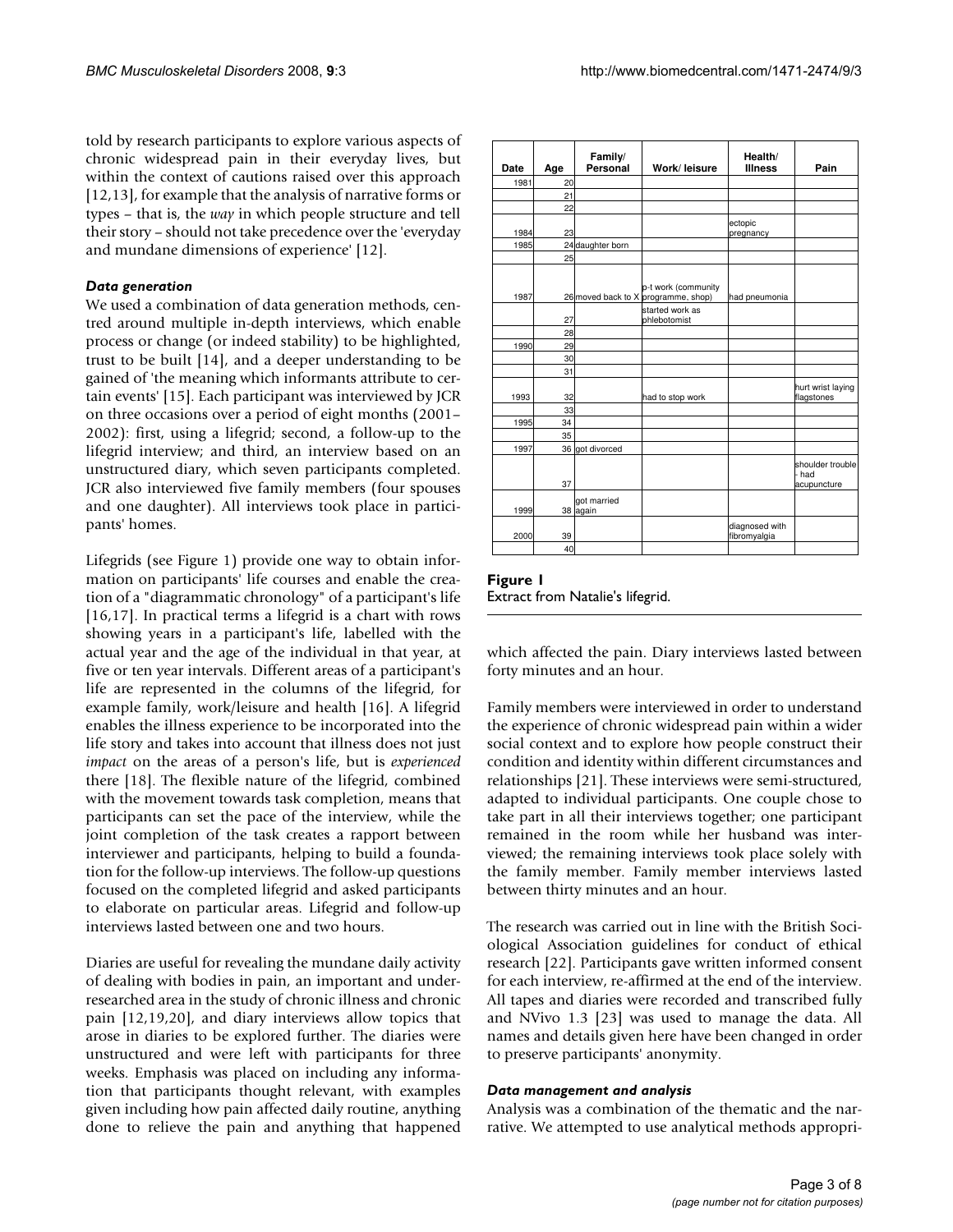told by research participants to explore various aspects of chronic widespread pain in their everyday lives, but within the context of cautions raised over this approach [12,13], for example that the analysis of narrative forms or types – that is, the *way* in which people structure and tell their story – should not take precedence over the 'everyday and mundane dimensions of experience' [12].

### *Data generation*

We used a combination of data generation methods, centred around multiple in-depth interviews, which enable process or change (or indeed stability) to be highlighted, trust to be built [14], and a deeper understanding to be gained of 'the meaning which informants attribute to certain events' [15]. Each participant was interviewed by JCR on three occasions over a period of eight months (2001–2002): first, using a lifegrid; second, a follow-up to the lifegrid interview; and third, an interview based on an unstructured diary, which seven participants completed. JCR also interviewed five family members (four spouses and one daughter). All interviews took place in participants' homes.

Lifegrids (see Figure 1) provide one way to obtain information on participants' life courses and enable the creation of a "diagrammatic chronology" of a participant's life [16,17]. In practical terms a lifegrid is a chart with rows showing years in a participant's life, labelled with the actual year and the age of the individual in that year, at five or ten year intervals. Different areas of a participant's life are represented in the columns of the lifegrid, for example family, work/leisure and health [16]. A lifegrid enables the illness experience to be incorporated into the life story and takes into account that illness does not just *impact* on the areas of a person's life, but is *experienced* there [18]. The flexible nature of the lifegrid, combined with the movement towards task completion, means that participants can set the pace of the interview, while the joint completion of the task creates a rapport between interviewer and participants, helping to build a foundation for the follow-up interviews. The follow-up questions focused on the completed lifegrid and asked participants to elaborate on particular areas. Lifegrid and follow-up interviews lasted between one and two hours.

Diaries are useful for revealing the mundane daily activity of dealing with bodies in pain, an important and under-researched area in the study of chronic illness and chronic pain [12,19,20], and diary interviews allow topics that arose in diaries to be explored further. The diaries were unstructured and were left with participants for three weeks. Emphasis was placed on including any information that participants thought relevant, with examples given including how pain affected daily routine, anything done to relieve the pain and anything that happened which affected the pain. Diary interviews lasted between forty minutes and an hour.

| Date | Age | Family/ Personal | Work/ leisure | Health/ Illness | Pain |
|---|---|---|---|---|---|
| 1981 | 20 | | | | |
| | 21 | | | | |
| | 22 | | | | |
| 1984 | 23 | | | ectopic pregnancy | |
| 1985 | 24 | daughter born | | | |
| | 25 | | | | |
| 1987 | 26 | moved back to X | p-t work (community programme, shop) | had pneumonia | |
| | 27 | | started work as phlebotomist | | |
| | 28 | | | | |
| 1990 | 29 | | | | |
| | 30 | | | | |
| | 31 | | | | |
| 1993 | 32 | | had to stop work | | hurt wrist laying flagstones |
| | 33 | | | | |
| 1995 | 34 | | | | |
| | 35 | | | | |
| 1997 | 36 | got divorced | | | |
| | 37 | | | | shoulder trouble - had acupuncture |
| 1999 | 38 | got married again | | | |
| 2000 | 39 | | | diagnosed with fibromyalgia | |
| | 40 | | | | |

**Figure 1**
Extract from Natalie's lifegrid.

Family members were interviewed in order to understand the experience of chronic widespread pain within a wider social context and to explore how people construct their condition and identity within different circumstances and relationships [21]. These interviews were semi-structured, adapted to individual participants. One couple chose to take part in all their interviews together; one participant remained in the room while her husband was interviewed; the remaining interviews took place solely with the family member. Family member interviews lasted between thirty minutes and an hour.

The research was carried out in line with the British Sociological Association guidelines for conduct of ethical research [22]. Participants gave written informed consent for each interview, re-affirmed at the end of the interview. All tapes and diaries were recorded and transcribed fully and NVivo 1.3 [23] was used to manage the data. All names and details given here have been changed in order to preserve participants' anonymity.

### *Data management and analysis*

Analysis was a combination of the thematic and the narrative. We attempted to use analytical methods appropri-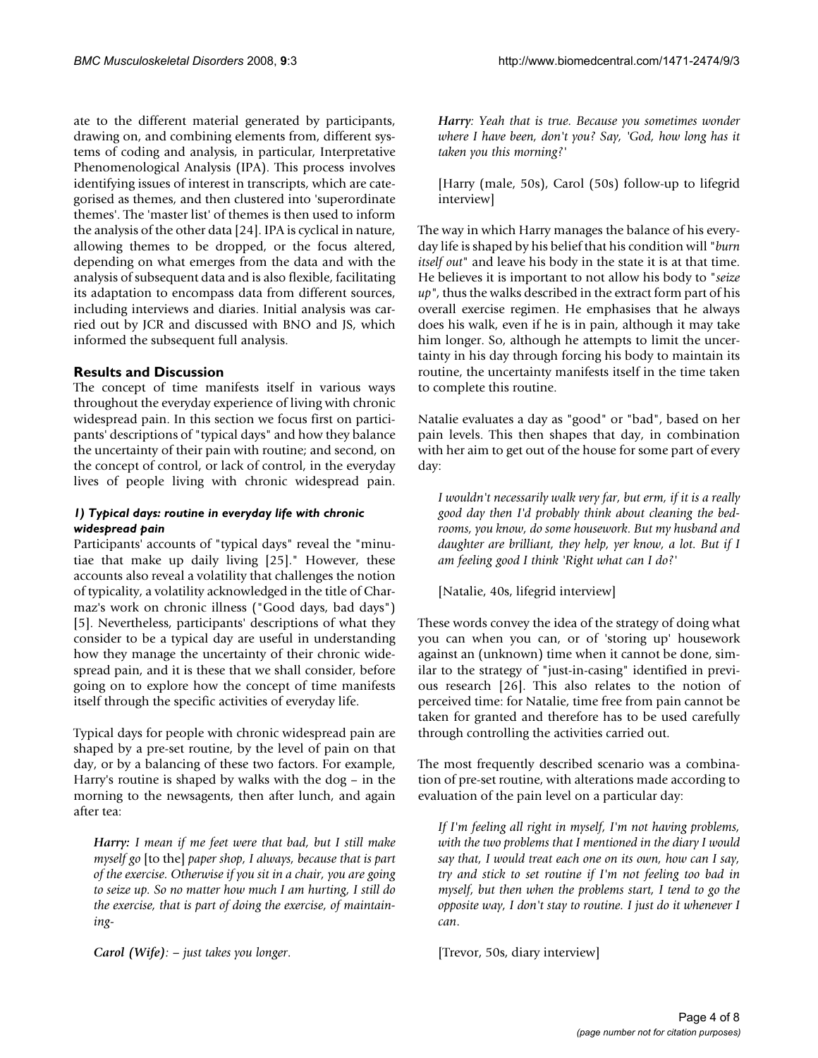ate to the different material generated by participants, drawing on, and combining elements from, different systems of coding and analysis, in particular, Interpretative Phenomenological Analysis (IPA). This process involves identifying issues of interest in transcripts, which are categorised as themes, and then clustered into 'superordinate themes'. The 'master list' of themes is then used to inform the analysis of the other data [24]. IPA is cyclical in nature, allowing themes to be dropped, or the focus altered, depending on what emerges from the data and with the analysis of subsequent data and is also flexible, facilitating its adaptation to encompass data from different sources, including interviews and diaries. Initial analysis was carried out by JCR and discussed with BNO and JS, which informed the subsequent full analysis.

## Results and Discussion

The concept of time manifests itself in various ways throughout the everyday experience of living with chronic widespread pain. In this section we focus first on participants' descriptions of "typical days" and how they balance the uncertainty of their pain with routine; and second, on the concept of control, or lack of control, in the everyday lives of people living with chronic widespread pain.

### *1) Typical days: routine in everyday life with chronic widespread pain*

Participants' accounts of "typical days" reveal the "minutiae that make up daily living [25]." However, these accounts also reveal a volatility that challenges the notion of typicality, a volatility acknowledged in the title of Charmaz's work on chronic illness ("Good days, bad days") [5]. Nevertheless, participants' descriptions of what they consider to be a typical day are useful in understanding how they manage the uncertainty of their chronic widespread pain, and it is these that we shall consider, before going on to explore how the concept of time manifests itself through the specific activities of everyday life.

Typical days for people with chronic widespread pain are shaped by a pre-set routine, by the level of pain on that day, or by a balancing of these two factors. For example, Harry's routine is shaped by walks with the dog – in the morning to the newsagents, then after lunch, and again after tea:

> ***Harry:*** *I mean if me feet were that bad, but I still make myself go* [to the] *paper shop, I always, because that is part of the exercise. Otherwise if you sit in a chair, you are going to seize up. So no matter how much I am hurting, I still do the exercise, that is part of doing the exercise, of maintaining-*
>
> ***Carol (Wife)****: – just takes you longer*.
>
> ***Harry****: Yeah that is true. Because you sometimes wonder where I have been, don't you? Say, 'God, how long has it taken you this morning?'*
>
> [Harry (male, 50s), Carol (50s) follow-up to lifegrid interview]

The way in which Harry manages the balance of his everyday life is shaped by his belief that his condition will "*burn itself out*" and leave his body in the state it is at that time. He believes it is important to not allow his body to "*seize up*", thus the walks described in the extract form part of his overall exercise regimen. He emphasises that he always does his walk, even if he is in pain, although it may take him longer. So, although he attempts to limit the uncertainty in his day through forcing his body to maintain its routine, the uncertainty manifests itself in the time taken to complete this routine.

Natalie evaluates a day as "good" or "bad", based on her pain levels. This then shapes that day, in combination with her aim to get out of the house for some part of every day:

> *I wouldn't necessarily walk very far, but erm, if it is a really good day then I'd probably think about cleaning the bedrooms, you know, do some housework. But my husband and daughter are brilliant, they help, yer know, a lot. But if I am feeling good I think 'Right what can I do?'*
>
> [Natalie, 40s, lifegrid interview]

These words convey the idea of the strategy of doing what you can when you can, or of 'storing up' housework against an (unknown) time when it cannot be done, similar to the strategy of "just-in-casing" identified in previous research [26]. This also relates to the notion of perceived time: for Natalie, time free from pain cannot be taken for granted and therefore has to be used carefully through controlling the activities carried out.

The most frequently described scenario was a combination of pre-set routine, with alterations made according to evaluation of the pain level on a particular day:

> *If I'm feeling all right in myself, I'm not having problems, with the two problems that I mentioned in the diary I would say that, I would treat each one on its own, how can I say, try and stick to set routine if I'm not feeling too bad in myself, but then when the problems start, I tend to go the opposite way, I don't stay to routine. I just do it whenever I can*.
>
> [Trevor, 50s, diary interview]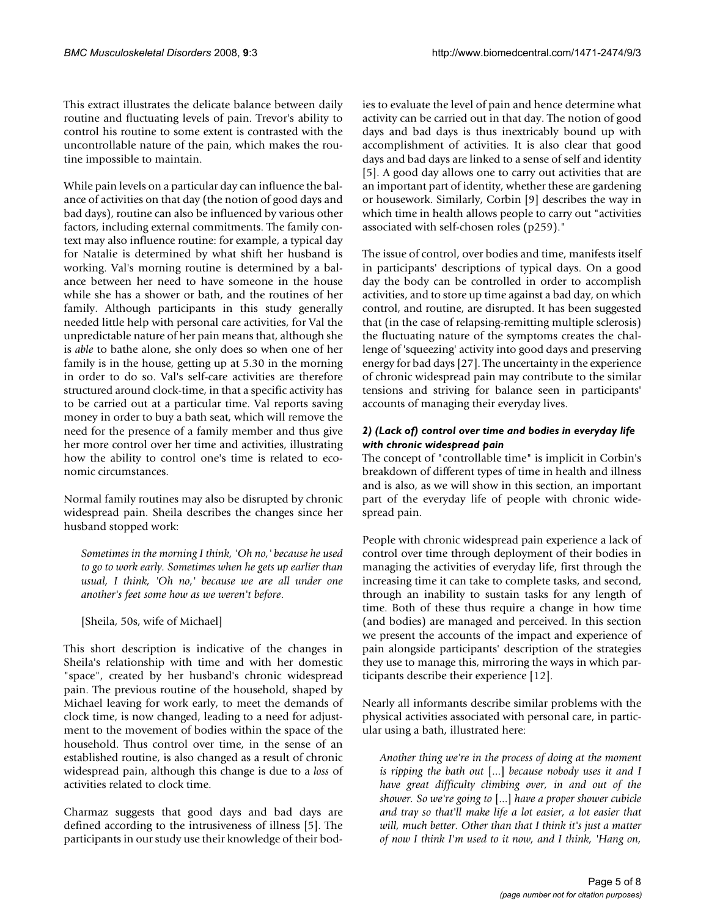This extract illustrates the delicate balance between daily routine and fluctuating levels of pain. Trevor's ability to control his routine to some extent is contrasted with the uncontrollable nature of the pain, which makes the routine impossible to maintain.

While pain levels on a particular day can influence the balance of activities on that day (the notion of good days and bad days), routine can also be influenced by various other factors, including external commitments. The family context may also influence routine: for example, a typical day for Natalie is determined by what shift her husband is working. Val's morning routine is determined by a balance between her need to have someone in the house while she has a shower or bath, and the routines of her family. Although participants in this study generally needed little help with personal care activities, for Val the unpredictable nature of her pain means that, although she is *able* to bathe alone, she only does so when one of her family is in the house, getting up at 5.30 in the morning in order to do so. Val's self-care activities are therefore structured around clock-time, in that a specific activity has to be carried out at a particular time. Val reports saving money in order to buy a bath seat, which will remove the need for the presence of a family member and thus give her more control over her time and activities, illustrating how the ability to control one's time is related to economic circumstances.

Normal family routines may also be disrupted by chronic widespread pain. Sheila describes the changes since her husband stopped work:

> *Sometimes in the morning I think, 'Oh no,' because he used to go to work early. Sometimes when he gets up earlier than usual, I think, 'Oh no,' because we are all under one another's feet some how as we weren't before.*
>
> [Sheila, 50s, wife of Michael]

This short description is indicative of the changes in Sheila's relationship with time and with her domestic "space", created by her husband's chronic widespread pain. The previous routine of the household, shaped by Michael leaving for work early, to meet the demands of clock time, is now changed, leading to a need for adjustment to the movement of bodies within the space of the household. Thus control over time, in the sense of an established routine, is also changed as a result of chronic widespread pain, although this change is due to a *loss* of activities related to clock time.

Charmaz suggests that good days and bad days are defined according to the intrusiveness of illness [5]. The participants in our study use their knowledge of their bodies to evaluate the level of pain and hence determine what activity can be carried out in that day. The notion of good days and bad days is thus inextricably bound up with accomplishment of activities. It is also clear that good days and bad days are linked to a sense of self and identity [5]. A good day allows one to carry out activities that are an important part of identity, whether these are gardening or housework. Similarly, Corbin [9] describes the way in which time in health allows people to carry out "activities associated with self-chosen roles (p259)."

The issue of control, over bodies and time, manifests itself in participants' descriptions of typical days. On a good day the body can be controlled in order to accomplish activities, and to store up time against a bad day, on which control, and routine, are disrupted. It has been suggested that (in the case of relapsing-remitting multiple sclerosis) the fluctuating nature of the symptoms creates the challenge of 'squeezing' activity into good days and preserving energy for bad days [27]. The uncertainty in the experience of chronic widespread pain may contribute to the similar tensions and striving for balance seen in participants' accounts of managing their everyday lives.

#### *2) (Lack of) control over time and bodies in everyday life with chronic widespread pain*

The concept of "controllable time" is implicit in Corbin's breakdown of different types of time in health and illness and is also, as we will show in this section, an important part of the everyday life of people with chronic widespread pain.

People with chronic widespread pain experience a lack of control over time through deployment of their bodies in managing the activities of everyday life, first through the increasing time it can take to complete tasks, and second, through an inability to sustain tasks for any length of time. Both of these thus require a change in how time (and bodies) are managed and perceived. In this section we present the accounts of the impact and experience of pain alongside participants' description of the strategies they use to manage this, mirroring the ways in which participants describe their experience [12].

Nearly all informants describe similar problems with the physical activities associated with personal care, in particular using a bath, illustrated here:

> *Another thing we're in the process of doing at the moment is ripping the bath out* [...] *because nobody uses it and I have great difficulty climbing over, in and out of the shower. So we're going to* [...] *have a proper shower cubicle and tray so that'll make life a lot easier, a lot easier that will, much better. Other than that I think it's just a matter of now I think I'm used to it now, and I think, 'Hang on,*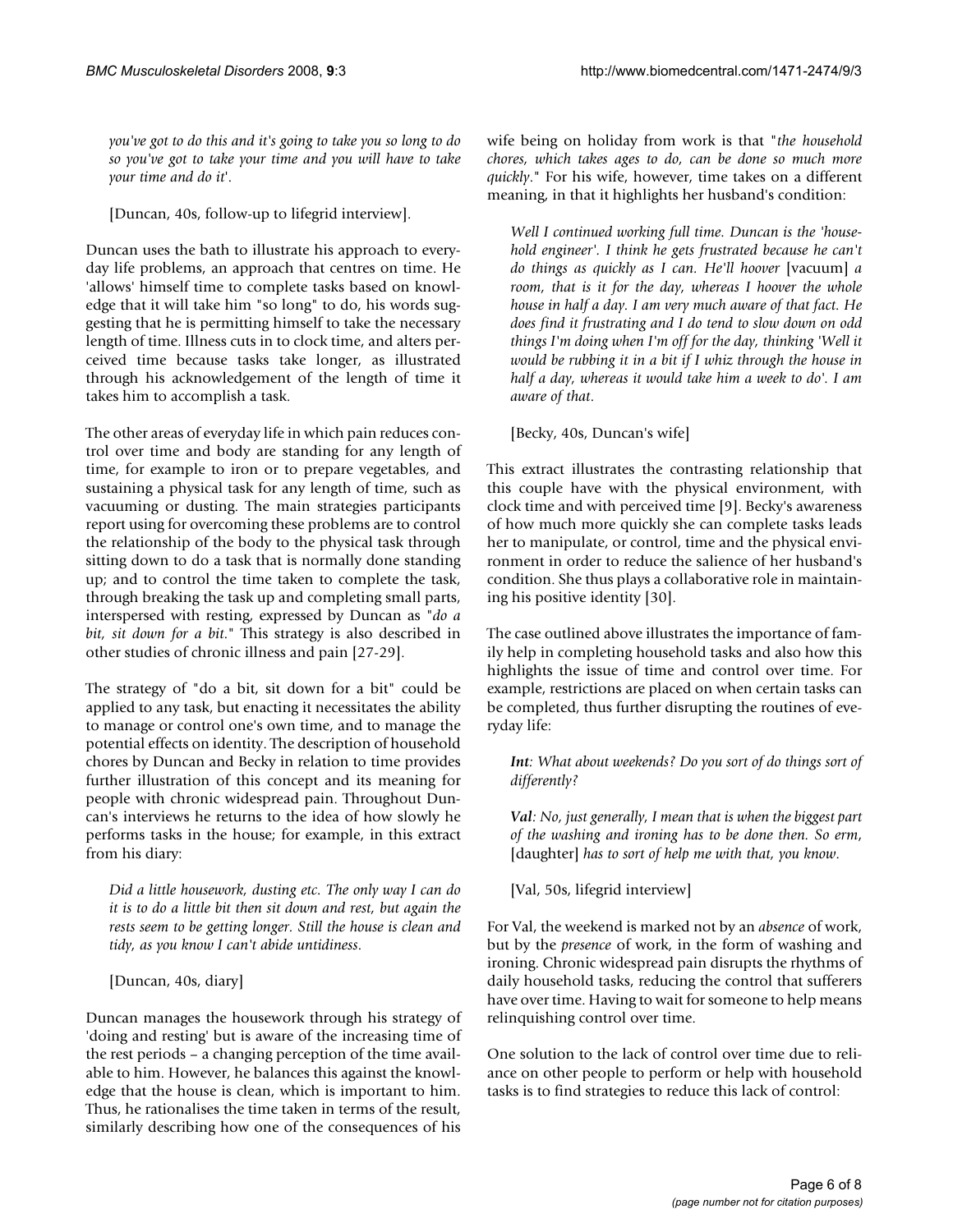*you've got to do this and it's going to take you so long to do so you've got to take your time and you will have to take your time and do it'.*

[Duncan, 40s, follow-up to lifegrid interview].

Duncan uses the bath to illustrate his approach to everyday life problems, an approach that centres on time. He 'allows' himself time to complete tasks based on knowledge that it will take him "so long" to do, his words suggesting that he is permitting himself to take the necessary length of time. Illness cuts in to clock time, and alters perceived time because tasks take longer, as illustrated through his acknowledgement of the length of time it takes him to accomplish a task.

The other areas of everyday life in which pain reduces control over time and body are standing for any length of time, for example to iron or to prepare vegetables, and sustaining a physical task for any length of time, such as vacuuming or dusting. The main strategies participants report using for overcoming these problems are to control the relationship of the body to the physical task through sitting down to do a task that is normally done standing up; and to control the time taken to complete the task, through breaking the task up and completing small parts, interspersed with resting, expressed by Duncan as "*do a bit, sit down for a bit.*" This strategy is also described in other studies of chronic illness and pain [27-29].

The strategy of "do a bit, sit down for a bit" could be applied to any task, but enacting it necessitates the ability to manage or control one's own time, and to manage the potential effects on identity. The description of household chores by Duncan and Becky in relation to time provides further illustration of this concept and its meaning for people with chronic widespread pain. Throughout Duncan's interviews he returns to the idea of how slowly he performs tasks in the house; for example, in this extract from his diary:

*Did a little housework, dusting etc. The only way I can do it is to do a little bit then sit down and rest, but again the rests seem to be getting longer. Still the house is clean and tidy, as you know I can't abide untidiness.*

[Duncan, 40s, diary]

Duncan manages the housework through his strategy of 'doing and resting' but is aware of the increasing time of the rest periods – a changing perception of the time available to him. However, he balances this against the knowledge that the house is clean, which is important to him. Thus, he rationalises the time taken in terms of the result, similarly describing how one of the consequences of his wife being on holiday from work is that "*the household chores, which takes ages to do, can be done so much more quickly*." For his wife, however, time takes on a different meaning, in that it highlights her husband's condition:

*Well I continued working full time. Duncan is the 'household engineer'. I think he gets frustrated because he can't do things as quickly as I can. He'll hoover* [vacuum] *a room, that is it for the day, whereas I hoover the whole house in half a day. I am very much aware of that fact. He does find it frustrating and I do tend to slow down on odd things I'm doing when I'm off for the day, thinking 'Well it would be rubbing it in a bit if I whiz through the house in half a day, whereas it would take him a week to do'. I am aware of that.*

[Becky, 40s, Duncan's wife]

This extract illustrates the contrasting relationship that this couple have with the physical environment, with clock time and with perceived time [9]. Becky's awareness of how much more quickly she can complete tasks leads her to manipulate, or control, time and the physical environment in order to reduce the salience of her husband's condition. She thus plays a collaborative role in maintaining his positive identity [30].

The case outlined above illustrates the importance of family help in completing household tasks and also how this highlights the issue of time and control over time. For example, restrictions are placed on when certain tasks can be completed, thus further disrupting the routines of everyday life:

***Int**: What about weekends? Do you sort of do things sort of differently?*

***Val**: No, just generally, I mean that is when the biggest part of the washing and ironing has to be done then. So erm,* [daughter] *has to sort of help me with that, you know.*

[Val, 50s, lifegrid interview]

For Val, the weekend is marked not by an *absence* of work, but by the *presence* of work, in the form of washing and ironing. Chronic widespread pain disrupts the rhythms of daily household tasks, reducing the control that sufferers have over time. Having to wait for someone to help means relinquishing control over time.

One solution to the lack of control over time due to reliance on other people to perform or help with household tasks is to find strategies to reduce this lack of control: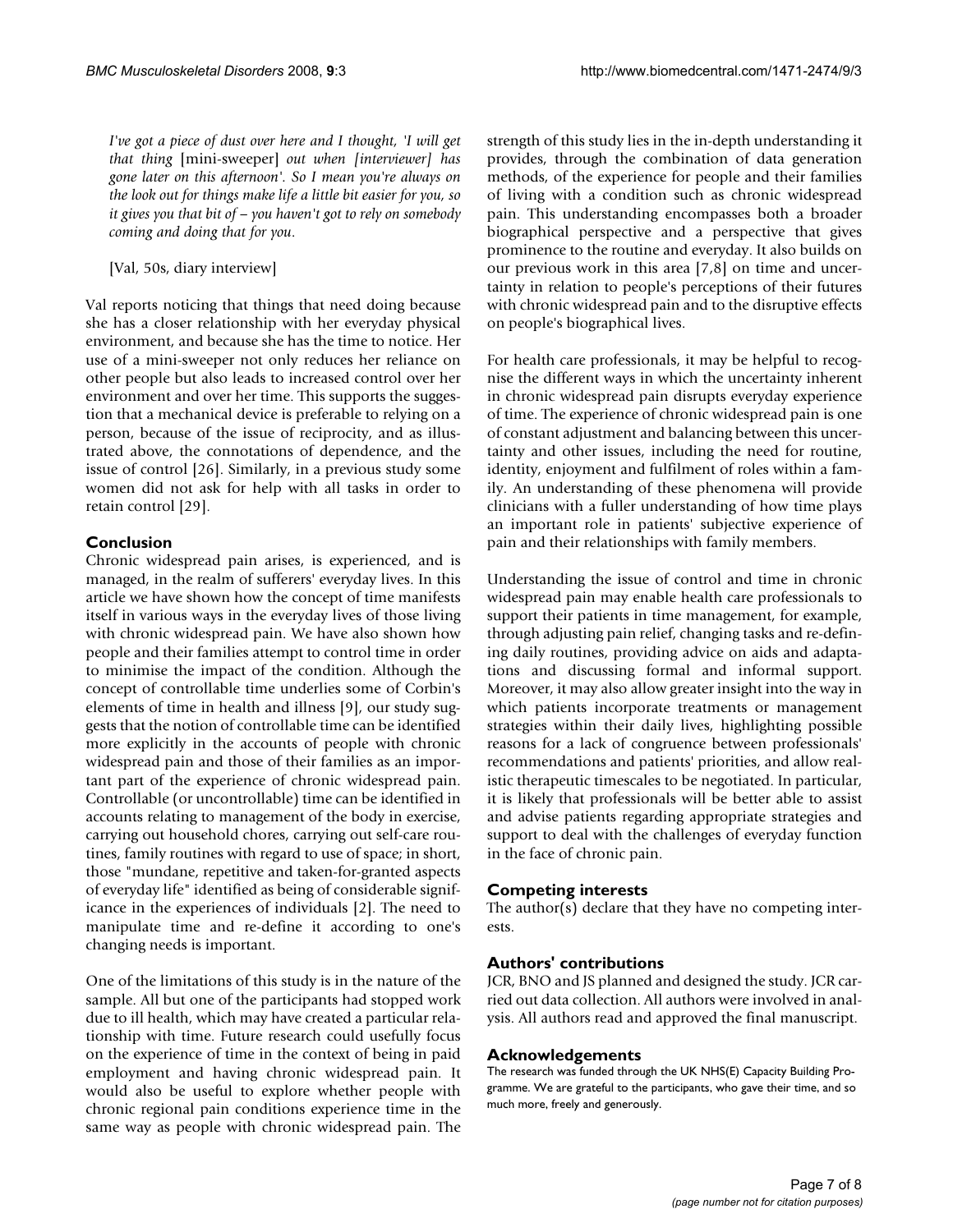*I've got a piece of dust over here and I thought, 'I will get that thing* [mini-sweeper] *out when [interviewer] has gone later on this afternoon'. So I mean you're always on the look out for things make life a little bit easier for you, so it gives you that bit of – you haven't got to rely on somebody coming and doing that for you*.

[Val, 50s, diary interview]

Val reports noticing that things that need doing because she has a closer relationship with her everyday physical environment, and because she has the time to notice. Her use of a mini-sweeper not only reduces her reliance on other people but also leads to increased control over her environment and over her time. This supports the suggestion that a mechanical device is preferable to relying on a person, because of the issue of reciprocity, and as illustrated above, the connotations of dependence, and the issue of control [26]. Similarly, in a previous study some women did not ask for help with all tasks in order to retain control [29].

## Conclusion

Chronic widespread pain arises, is experienced, and is managed, in the realm of sufferers' everyday lives. In this article we have shown how the concept of time manifests itself in various ways in the everyday lives of those living with chronic widespread pain. We have also shown how people and their families attempt to control time in order to minimise the impact of the condition. Although the concept of controllable time underlies some of Corbin's elements of time in health and illness [9], our study suggests that the notion of controllable time can be identified more explicitly in the accounts of people with chronic widespread pain and those of their families as an important part of the experience of chronic widespread pain. Controllable (or uncontrollable) time can be identified in accounts relating to management of the body in exercise, carrying out household chores, carrying out self-care routines, family routines with regard to use of space; in short, those "mundane, repetitive and taken-for-granted aspects of everyday life" identified as being of considerable significance in the experiences of individuals [2]. The need to manipulate time and re-define it according to one's changing needs is important.

One of the limitations of this study is in the nature of the sample. All but one of the participants had stopped work due to ill health, which may have created a particular relationship with time. Future research could usefully focus on the experience of time in the context of being in paid employment and having chronic widespread pain. It would also be useful to explore whether people with chronic regional pain conditions experience time in the same way as people with chronic widespread pain. The strength of this study lies in the in-depth understanding it provides, through the combination of data generation methods, of the experience for people and their families of living with a condition such as chronic widespread pain. This understanding encompasses both a broader biographical perspective and a perspective that gives prominence to the routine and everyday. It also builds on our previous work in this area [7,8] on time and uncertainty in relation to people's perceptions of their futures with chronic widespread pain and to the disruptive effects on people's biographical lives.

For health care professionals, it may be helpful to recognise the different ways in which the uncertainty inherent in chronic widespread pain disrupts everyday experience of time. The experience of chronic widespread pain is one of constant adjustment and balancing between this uncertainty and other issues, including the need for routine, identity, enjoyment and fulfilment of roles within a family. An understanding of these phenomena will provide clinicians with a fuller understanding of how time plays an important role in patients' subjective experience of pain and their relationships with family members.

Understanding the issue of control and time in chronic widespread pain may enable health care professionals to support their patients in time management, for example, through adjusting pain relief, changing tasks and re-defining daily routines, providing advice on aids and adaptations and discussing formal and informal support. Moreover, it may also allow greater insight into the way in which patients incorporate treatments or management strategies within their daily lives, highlighting possible reasons for a lack of congruence between professionals' recommendations and patients' priorities, and allow realistic therapeutic timescales to be negotiated. In particular, it is likely that professionals will be better able to assist and advise patients regarding appropriate strategies and support to deal with the challenges of everyday function in the face of chronic pain.

## Competing interests

The author(s) declare that they have no competing interests.

## Authors' contributions

JCR, BNO and JS planned and designed the study. JCR carried out data collection. All authors were involved in analysis. All authors read and approved the final manuscript.

## Acknowledgements

The research was funded through the UK NHS(E) Capacity Building Programme. We are grateful to the participants, who gave their time, and so much more, freely and generously.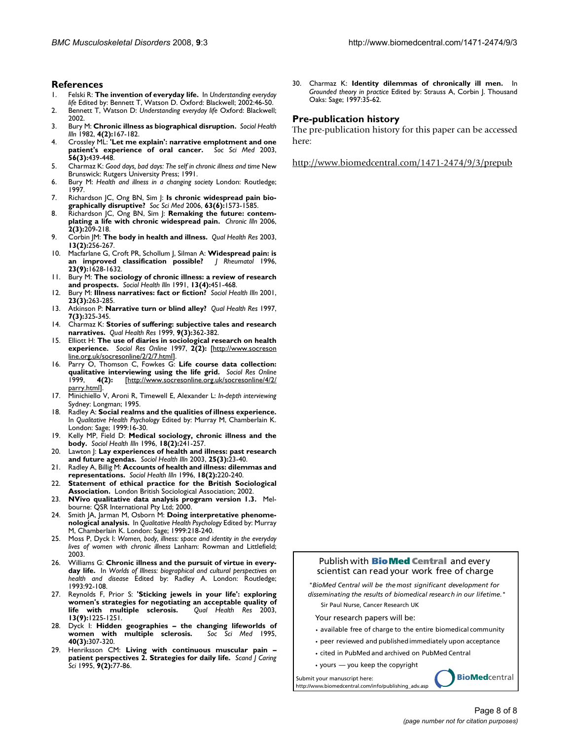## References

1. Felski R: **The invention of everyday life.** In *Understanding everyday life* Edited by: Bennett T, Watson D. Oxford: Blackwell; 2002:46-50.
2. Bennett T, Watson D: *Understanding everyday life* Oxford: Blackwell; 2002.
3. Bury M: **Chronic illness as biographical disruption.** *Sociol Health Illn* 1982, **4(2):**167-182.
4. Crossley ML: **'Let me explain': narrative emplotment and one patient's experience of oral cancer.** *Soc Sci Med* 2003, **56(3):**439-448.
5. Charmaz K: *Good days, bad days: The self in chronic illness and time* New Brunswick: Rutgers University Press; 1991.
6. Bury M: *Health and illness in a changing society* London: Routledge; 1997.
7. Richardson JC, Ong BN, Sim J: **Is chronic widespread pain biographically disruptive?** *Soc Sci Med* 2006, **63(6):**1573-1585.
8. Richardson JC, Ong BN, Sim J: **Remaking the future: contemplating a life with chronic widespread pain.** *Chronic Illn* 2006, **2(3):**209-218.
9. Corbin JM: **The body in health and illness.** *Qual Health Res* 2003, **13(2):**256-267.
10. Macfarlane G, Croft PR, Schollum J, Silman A: **Widespread pain: is an improved classification possible?** *J Rheumatol* 1996, **23(9):**1628-1632.
11. Bury M: **The sociology of chronic illness: a review of research and prospects.** *Sociol Health Illn* 1991, **13(4):**451-468.
12. Bury M: **Illness narratives: fact or fiction?** *Sociol Health Illn* 2001, **23(3):**263-285.
13. Atkinson P: **Narrative turn or blind alley?** *Qual Health Res* 1997, **7(3):**325-345.
14. Charmaz K: **Stories of suffering: subjective tales and research narratives.** *Qual Health Res* 1999, **9(3):**362-382.
15. Elliott H: **The use of diaries in sociological research on health experience.** *Sociol Res Online* 1997, **2(2):** [http://www.socresonline.org.uk/socresonline/2/2/7.html].
16. Parry O, Thomson C, Fowkes G: **Life course data collection: qualitative interviewing using the life grid.** *Sociol Res Online* 1999, **4(2):** [http://www.socresonline.org.uk/socresonline/4/2/parry.html].
17. Minichiello V, Aroni R, Timewell E, Alexander L: *In-depth interviewing* Sydney: Longman; 1995.
18. Radley A: **Social realms and the qualities of illness experience.** In *Qualitative Health Psychology* Edited by: Murray M, Chamberlain K. London: Sage; 1999:16-30.
19. Kelly MP, Field D: **Medical sociology, chronic illness and the body.** *Sociol Health Illn* 1996, **18(2):**241-257.
20. Lawton J: **Lay experiences of health and illness: past research and future agendas.** *Sociol Health Illn* 2003, **25(3):**23-40.
21. Radley A, Billig M: **Accounts of health and illness: dilemmas and representations.** *Sociol Health Illn* 1996, **18(2):**220-240.
22. **Statement of ethical practice for the British Sociological Association.** London British Sociological Association; 2002.
23. **NVivo qualitative data analysis program version 1.3.** Melbourne: QSR International Pty Ltd; 2000.
24. Smith JA, Jarman M, Osborn M: **Doing interpretative phenomenological analysis.** In *Qualitative Health Psychology* Edited by: Murray M, Chamberlain K. London: Sage; 1999:218-240.
25. Moss P, Dyck I: *Women, body, illness: space and identity in the everyday lives of women with chronic illness* Lanham: Rowman and Littlefield; 2003.
26. Williams G: **Chronic illness and the pursuit of virtue in everyday life.** In *Worlds of Illness: biographical and cultural perspectives on health and disease* Edited by: Radley A. London: Routledge; 1993:92-108.
27. Reynolds F, Prior S: **'Sticking jewels in your life': exploring women's strategies for negotiating an acceptable quality of life with multiple sclerosis.** *Qual Health Res* 2003, **13(9):**1225-1251.
28. Dyck I: **Hidden geographies – the changing lifeworlds of women with multiple sclerosis.** *Soc Sci Med* 1995, **40(3):**307-320.
29. Henriksson CM: **Living with continuous muscular pain – patient perspectives 2. Strategies for daily life.** *Scand J Caring Sci* 1995, **9(2):**77-86.
30. Charmaz K: **Identity dilemmas of chronically ill men.** In *Grounded theory in practice* Edited by: Strauss A, Corbin J. Thousand Oaks: Sage; 1997:35-62.

## Pre-publication history

The pre-publication history for this paper can be accessed here:

http://www.biomedcentral.com/1471-2474/9/3/prepub

Publish with **BioMed Central** and every scientist can read your work free of charge

*"BioMed Central will be the most significant development for disseminating the results of biomedical research in our lifetime."*

Sir Paul Nurse, Cancer Research UK

Your research papers will be:

- available free of charge to the entire biomedical community
- peer reviewed and published immediately upon acceptance
- cited in PubMed and archived on PubMed Central
- yours — you keep the copyright

Submit your manuscript here:
http://www.biomedcentral.com/info/publishing_adv.asp

BioMedcentral